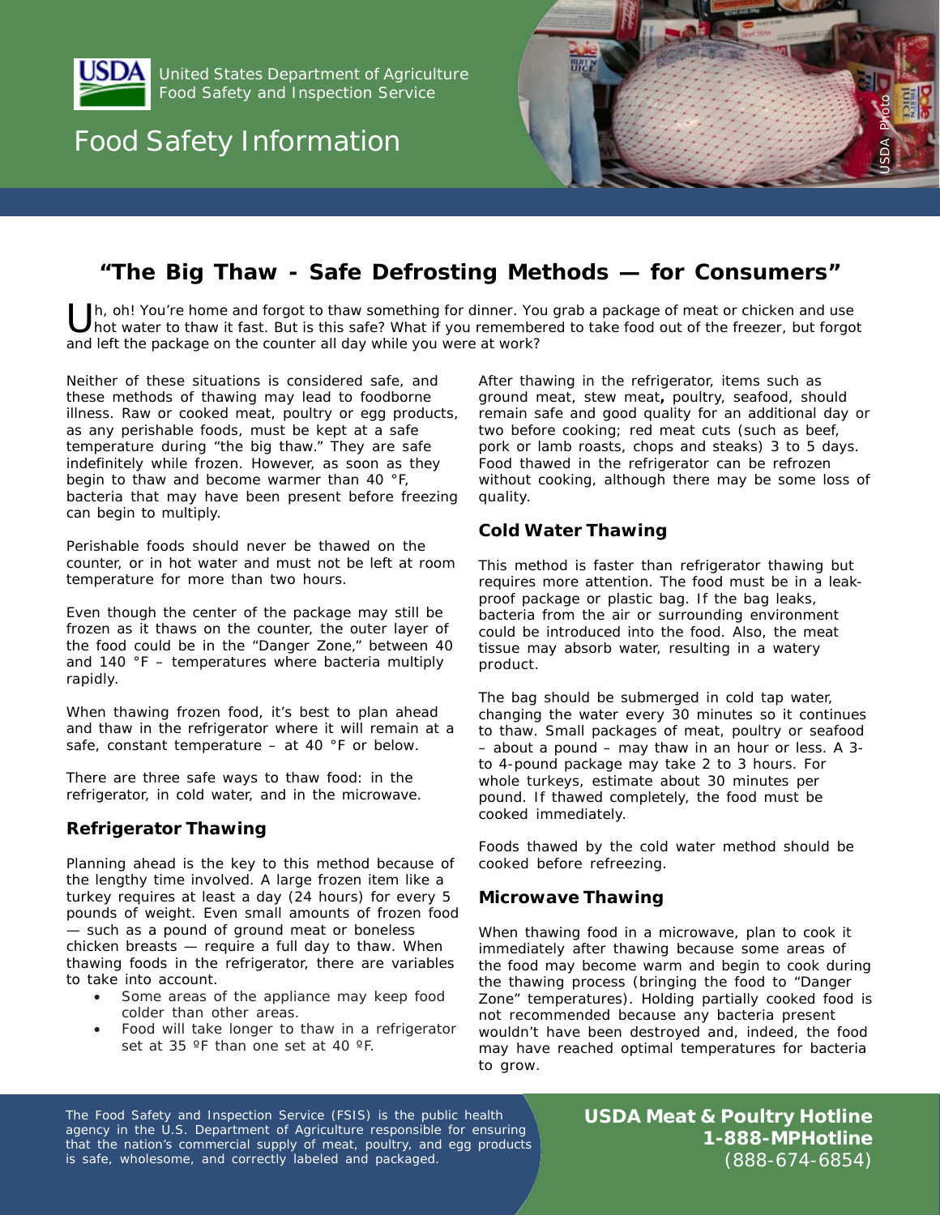United States Department of Agriculture
Food Safety and Inspection Service

Food Safety Information

# "The Big Thaw - Safe Defrosting Methods — for Consumers"

Uh, oh! You're home and forgot to thaw something for dinner. You grab a package of meat or chicken and use hot water to thaw it fast. But is this safe? What if you remembered to take food out of the freezer, but forgot and left the package on the counter all day while you were at work?

Neither of these situations is considered safe, and these methods of thawing may lead to foodborne illness. Raw or cooked meat, poultry or egg products, as any perishable foods, must be kept at a safe temperature during "the big thaw." They are safe indefinitely while frozen. However, as soon as they begin to thaw and become warmer than 40 °F, bacteria that may have been present before freezing can begin to multiply.

Perishable foods should never be thawed on the counter, or in hot water and must not be left at room temperature for more than two hours.

Even though the center of the package may still be frozen as it thaws on the counter, the outer layer of the food could be in the "Danger Zone," between 40 and 140 °F – temperatures where bacteria multiply rapidly.

When thawing frozen food, it's best to plan ahead and thaw in the refrigerator where it will remain at a safe, constant temperature – at 40 °F or below.

There are three safe ways to thaw food: in the refrigerator, in cold water, and in the microwave.

## Refrigerator Thawing

Planning ahead is the key to this method because of the lengthy time involved. A large frozen item like a turkey requires at least a day (24 hours) for every 5 pounds of weight. Even small amounts of frozen food — such as a pound of ground meat or boneless chicken breasts — require a full day to thaw. When thawing foods in the refrigerator, there are variables to take into account.

- Some areas of the appliance may keep food colder than other areas.
- Food will take longer to thaw in a refrigerator set at 35 ºF than one set at 40 ºF.

After thawing in the refrigerator, items such as ground meat, stew meat**,** poultry, seafood, should remain safe and good quality for an additional day or two before cooking; red meat cuts (such as beef, pork or lamb roasts, chops and steaks) 3 to 5 days. Food thawed in the refrigerator can be refrozen without cooking, although there may be some loss of quality.

## Cold Water Thawing

This method is faster than refrigerator thawing but requires more attention. The food must be in a leak-proof package or plastic bag. If the bag leaks, bacteria from the air or surrounding environment could be introduced into the food. Also, the meat tissue may absorb water, resulting in a watery product.

The bag should be submerged in cold tap water, changing the water every 30 minutes so it continues to thaw. Small packages of meat, poultry or seafood – about a pound – may thaw in an hour or less. A 3- to 4-pound package may take 2 to 3 hours. For whole turkeys, estimate about 30 minutes per pound. If thawed completely, the food must be cooked immediately.

Foods thawed by the cold water method should be cooked before refreezing.

## Microwave Thawing

When thawing food in a microwave, plan to cook it immediately after thawing because some areas of the food may become warm and begin to cook during the thawing process (bringing the food to "Danger Zone" temperatures). Holding partially cooked food is not recommended because any bacteria present wouldn't have been destroyed and, indeed, the food may have reached optimal temperatures for bacteria to grow.

The Food Safety and Inspection Service (FSIS) is the public health agency in the U.S. Department of Agriculture responsible for ensuring that the nation's commercial supply of meat, poultry, and egg products is safe, wholesome, and correctly labeled and packaged.

**USDA Meat & Poultry Hotline**
**1-888-MPHotline**
(888-674-6854)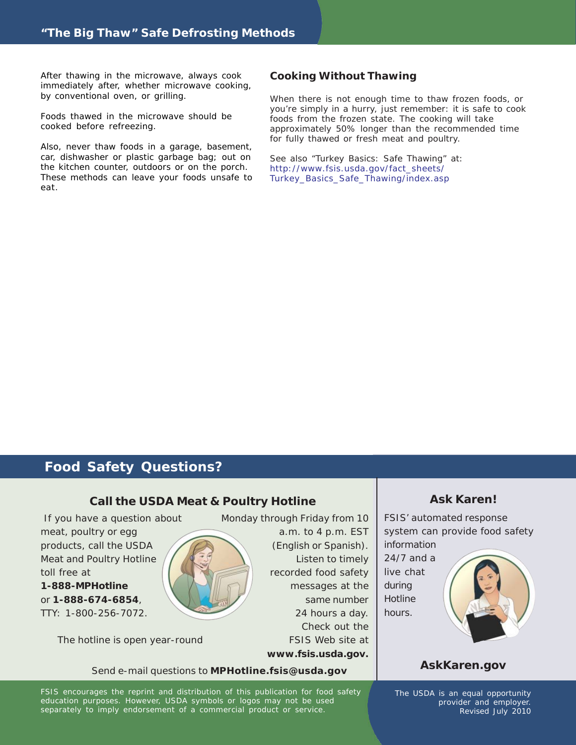After thawing in the microwave, always cook immediately after, whether microwave cooking, by conventional oven, or grilling.

Foods thawed in the microwave should be cooked before refreezing.

Also, never thaw foods in a garage, basement, car, dishwasher or plastic garbage bag; out on the kitchen counter, outdoors or on the porch. These methods can leave your foods unsafe to eat.

### Cooking Without Thawing

When there is not enough time to thaw frozen foods, or you're simply in a hurry, just remember: it is safe to cook foods from the frozen state. The cooking will take approximately 50% longer than the recommended time for fully thawed or fresh meat and poultry.

See also "Turkey Basics: Safe Thawing" at: http://www.fsis.usda.gov/fact_sheets/Turkey_Basics_Safe_Thawing/index.asp

## Food Safety Questions?

### Call the USDA Meat & Poultry Hotline

If you have a question about meat, poultry or egg products, call the USDA Meat and Poultry Hotline toll free at **1-888-MPHotline** or **1-888-674-6854**, TTY: 1-800-256-7072.

The hotline is open year-round Monday through Friday from 10 a.m. to 4 p.m. EST (English or Spanish). Listen to timely recorded food safety messages at the same number 24 hours a day. Check out the FSIS Web site at **www.fsis.usda.gov.**

Send e-mail questions to **MPHotline.fsis@usda.gov**

### Ask Karen!

FSIS' automated response system can provide food safety information 24/7 and a live chat during Hotline hours.

**AskKaren.gov**

FSIS encourages the reprint and distribution of this publication for food safety education purposes. However, USDA symbols or logos may not be used separately to imply endorsement of a commercial product or service.

The USDA is an equal opportunity provider and employer.
Revised July 2010